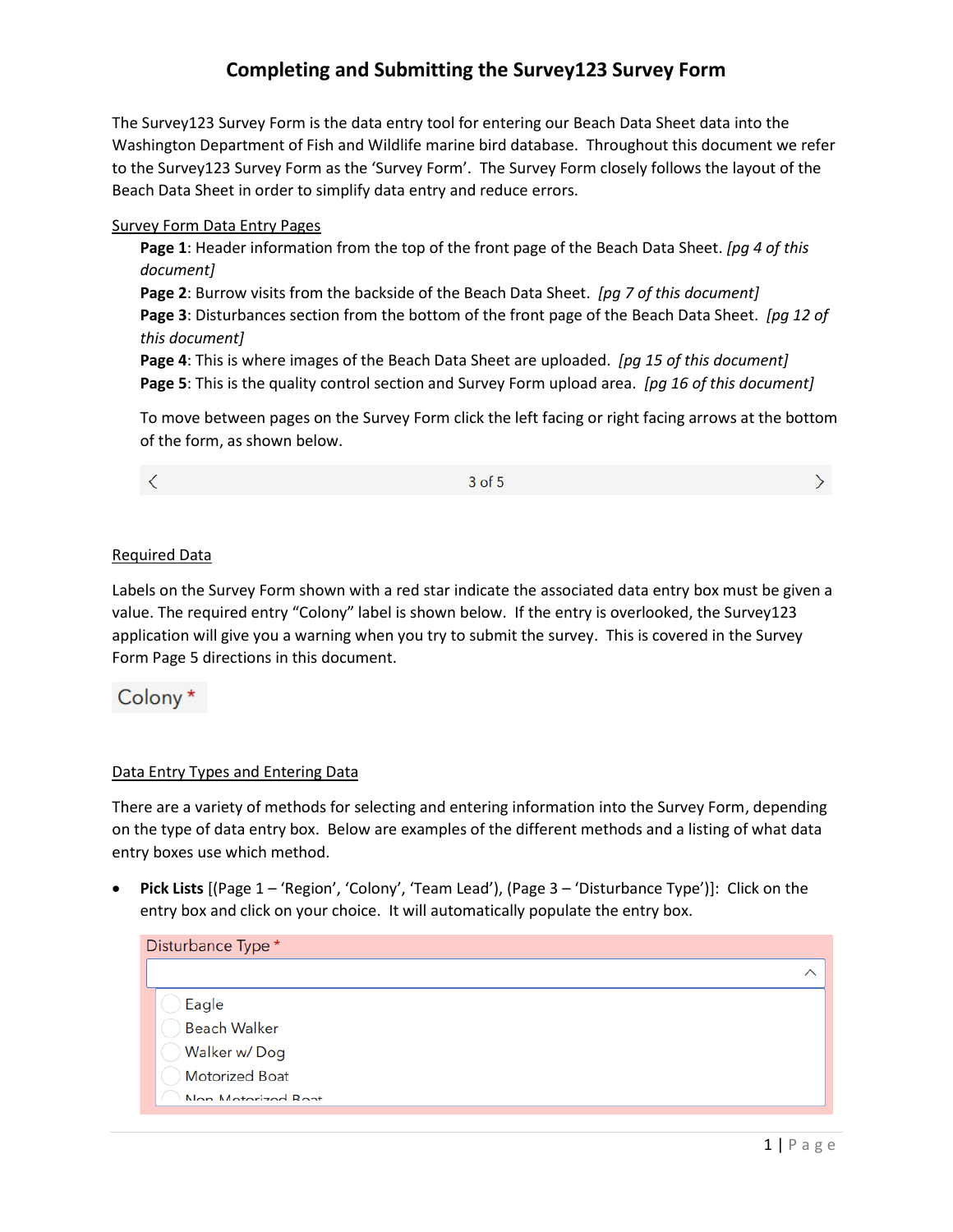# Completing and Submitting the Survey123 Survey Form

The Survey123 Survey Form is the data entry tool for entering our Beach Data Sheet data into the Washington Department of Fish and Wildlife marine bird database. Throughout this document we refer to the Survey123 Survey Form as the 'Survey Form'. The Survey Form closely follows the layout of the Beach Data Sheet in order to simplify data entry and reduce errors.

Survey Form Data Entry Pages

**Page 1**: Header information from the top of the front page of the Beach Data Sheet. *[pg 4 of this document]*
**Page 2**: Burrow visits from the backside of the Beach Data Sheet. *[pg 7 of this document]*
**Page 3**: Disturbances section from the bottom of the front page of the Beach Data Sheet. *[pg 12 of this document]*
**Page 4**: This is where images of the Beach Data Sheet are uploaded. *[pg 15 of this document]*
**Page 5**: This is the quality control section and Survey Form upload area. *[pg 16 of this document]*

To move between pages on the Survey Form click the left facing or right facing arrows at the bottom of the form, as shown below.

< 3 of 5 >

Required Data

Labels on the Survey Form shown with a red star indicate the associated data entry box must be given a value. The required entry "Colony" label is shown below. If the entry is overlooked, the Survey123 application will give you a warning when you try to submit the survey. This is covered in the Survey Form Page 5 directions in this document.

Colony *

Data Entry Types and Entering Data

There are a variety of methods for selecting and entering information into the Survey Form, depending on the type of data entry box. Below are examples of the different methods and a listing of what data entry boxes use which method.

- **Pick Lists** [(Page 1 – 'Region', 'Colony', 'Team Lead'), (Page 3 – 'Disturbance Type')]: Click on the entry box and click on your choice. It will automatically populate the entry box.

Disturbance Type *

Eagle
Beach Walker
Walker w/ Dog
Motorized Boat
Non Motorized Boat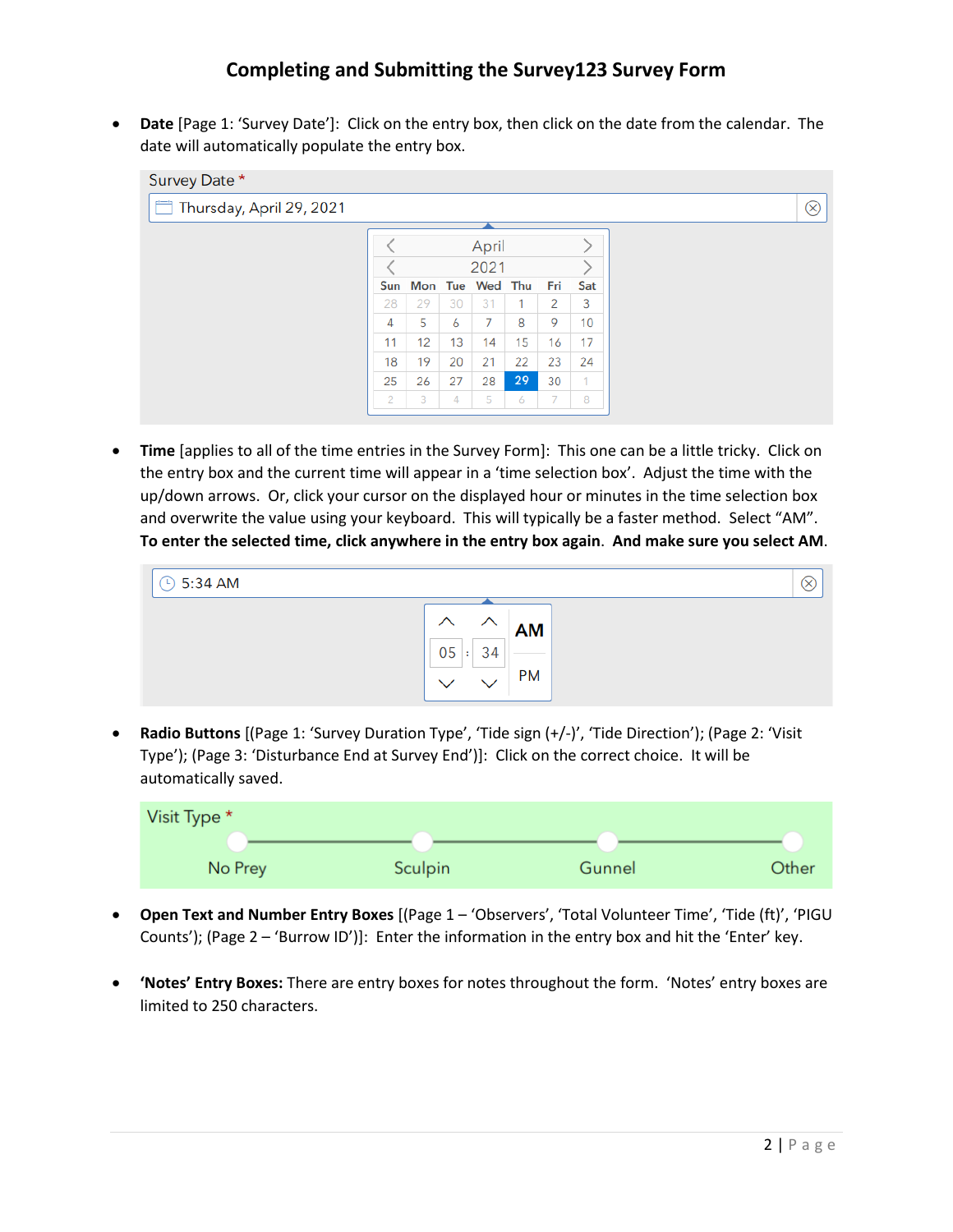# Completing and Submitting the Survey123 Survey Form

- **Date** [Page 1: 'Survey Date']: Click on the entry box, then click on the date from the calendar. The date will automatically populate the entry box.

Survey Date *

Thursday, April 29, 2021

April

2021

| Sun | Mon | Tue | Wed | Thu | Fri | Sat |
|---|---|---|---|---|---|---|
| 28 | 29 | 30 | 31 | 1 | 2 | 3 |
| 4 | 5 | 6 | 7 | 8 | 9 | 10 |
| 11 | 12 | 13 | 14 | 15 | 16 | 17 |
| 18 | 19 | 20 | 21 | 22 | 23 | 24 |
| 25 | 26 | 27 | 28 | 29 | 30 | 1 |
| 2 | 3 | 4 | 5 | 6 | 7 | 8 |

- **Time** [applies to all of the time entries in the Survey Form]: This one can be a little tricky. Click on the entry box and the current time will appear in a 'time selection box'. Adjust the time with the up/down arrows. Or, click your cursor on the displayed hour or minutes in the time selection box and overwrite the value using your keyboard. This will typically be a faster method. Select "AM". **To enter the selected time, click anywhere in the entry box again**. **And make sure you select AM**.

5:34 AM

05 : 34

AM

PM

- **Radio Buttons** [(Page 1: 'Survey Duration Type', 'Tide sign (+/-)', 'Tide Direction'); (Page 2: 'Visit Type'); (Page 3: 'Disturbance End at Survey End')]: Click on the correct choice. It will be automatically saved.

Visit Type *

No Prey  Sculpin  Gunnel  Other

- **Open Text and Number Entry Boxes** [(Page 1 – 'Observers', 'Total Volunteer Time', 'Tide (ft)', 'PIGU Counts'); (Page 2 – 'Burrow ID')]: Enter the information in the entry box and hit the 'Enter' key.

- **'Notes' Entry Boxes:** There are entry boxes for notes throughout the form. 'Notes' entry boxes are limited to 250 characters.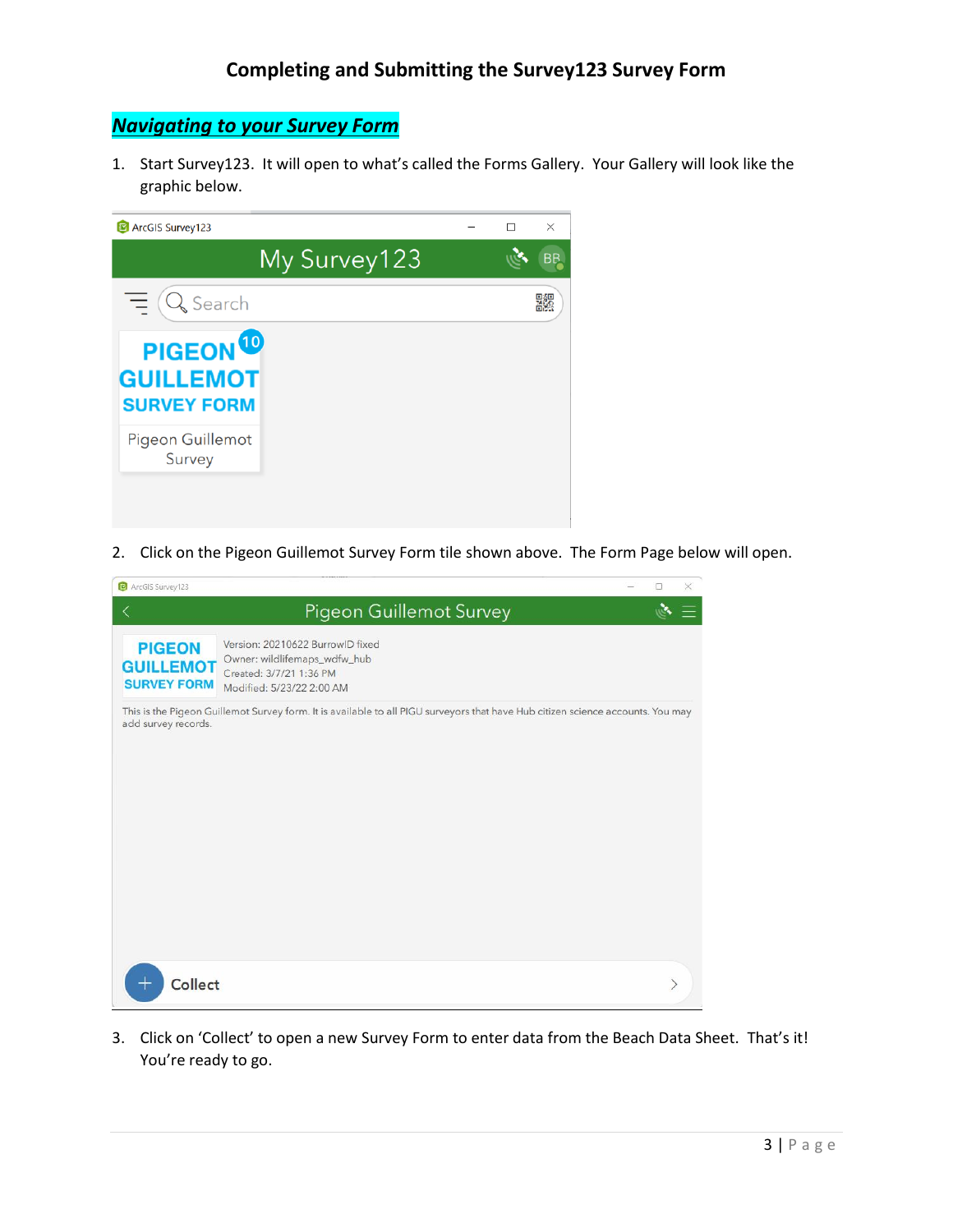# Completing and Submitting the Survey123 Survey Form

## ***Navigating to your Survey Form***

1. Start Survey123. It will open to what's called the Forms Gallery. Your Gallery will look like the graphic below.

2. Click on the Pigeon Guillemot Survey Form tile shown above. The Form Page below will open.

3. Click on 'Collect' to open a new Survey Form to enter data from the Beach Data Sheet. That's it! You're ready to go.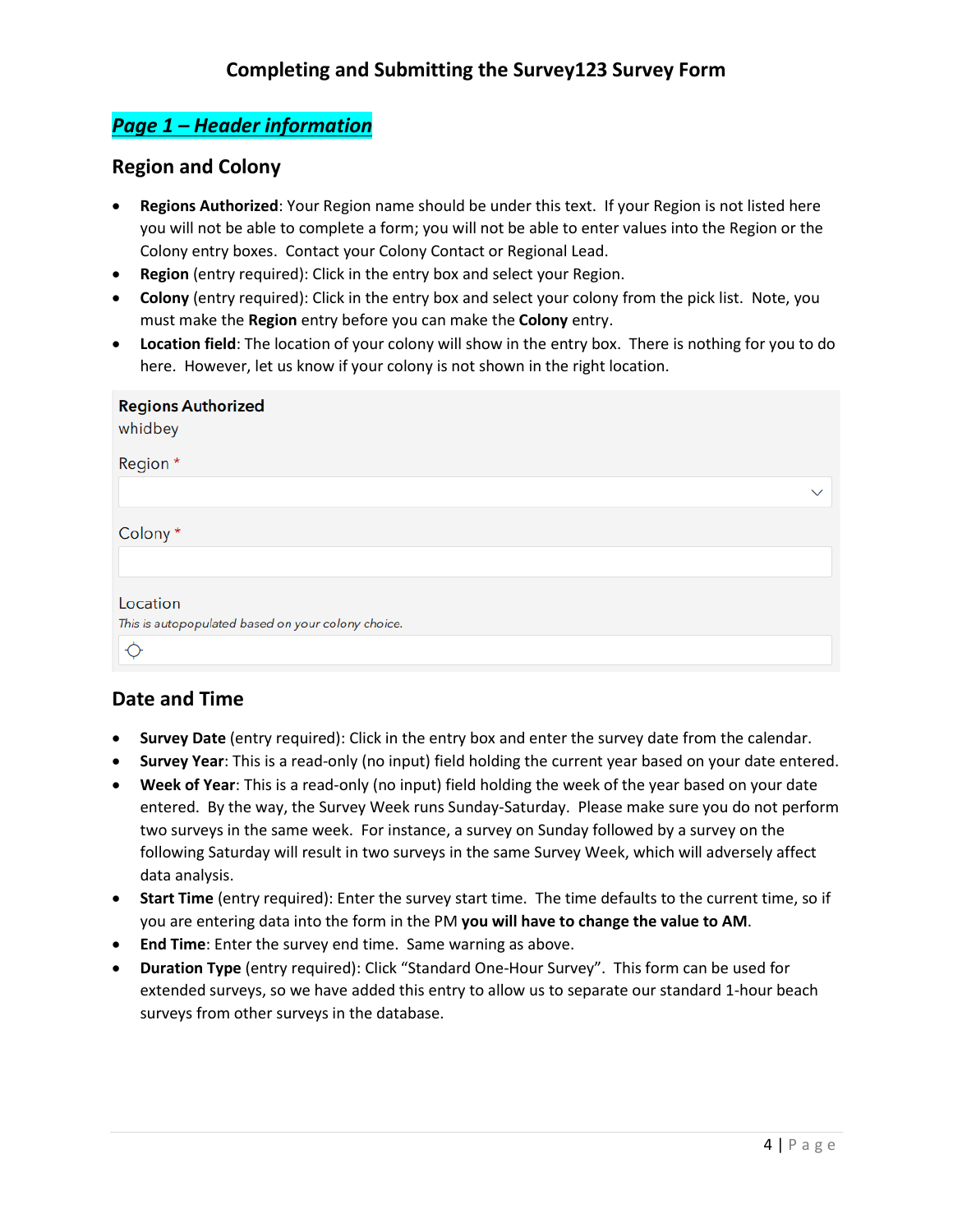# Completing and Submitting the Survey123 Survey Form

## ***Page 1 – Header information***

### Region and Colony

- **Regions Authorized**: Your Region name should be under this text. If your Region is not listed here you will not be able to complete a form; you will not be able to enter values into the Region or the Colony entry boxes. Contact your Colony Contact or Regional Lead.
- **Region** (entry required): Click in the entry box and select your Region.
- **Colony** (entry required): Click in the entry box and select your colony from the pick list. Note, you must make the **Region** entry before you can make the **Colony** entry.
- **Location field**: The location of your colony will show in the entry box. There is nothing for you to do here. However, let us know if your colony is not shown in the right location.

**Regions Authorized**
whidbey

Region *

Colony *

Location
*This is autopopulated based on your colony choice.*

### Date and Time

- **Survey Date** (entry required): Click in the entry box and enter the survey date from the calendar.
- **Survey Year**: This is a read-only (no input) field holding the current year based on your date entered.
- **Week of Year**: This is a read-only (no input) field holding the week of the year based on your date entered. By the way, the Survey Week runs Sunday-Saturday. Please make sure you do not perform two surveys in the same week. For instance, a survey on Sunday followed by a survey on the following Saturday will result in two surveys in the same Survey Week, which will adversely affect data analysis.
- **Start Time** (entry required): Enter the survey start time. The time defaults to the current time, so if you are entering data into the form in the PM **you will have to change the value to AM**.
- **End Time**: Enter the survey end time. Same warning as above.
- **Duration Type** (entry required): Click "Standard One-Hour Survey". This form can be used for extended surveys, so we have added this entry to allow us to separate our standard 1-hour beach surveys from other surveys in the database.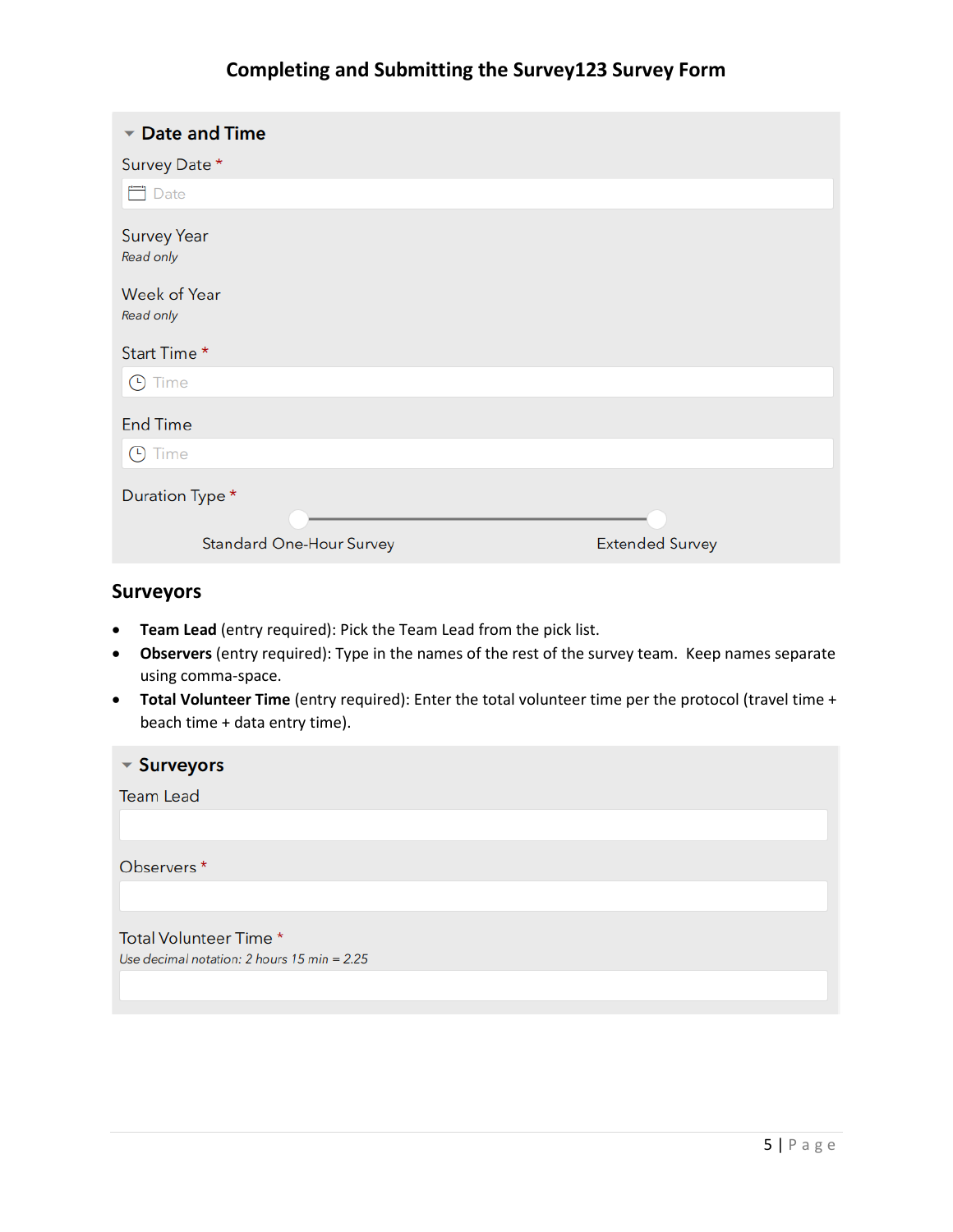# Completing and Submitting the Survey123 Survey Form

**Date and Time**

Survey Date *

Date

Survey Year

*Read only*

Week of Year

*Read only*

Start Time *

Time

End Time

Time

Duration Type *

Standard One-Hour Survey

Extended Survey

## Surveyors

- **Team Lead** (entry required): Pick the Team Lead from the pick list.
- **Observers** (entry required): Type in the names of the rest of the survey team. Keep names separate using comma-space.
- **Total Volunteer Time** (entry required): Enter the total volunteer time per the protocol (travel time + beach time + data entry time).

**Surveyors**

Team Lead

Observers *

Total Volunteer Time *

*Use decimal notation: 2 hours 15 min = 2.25*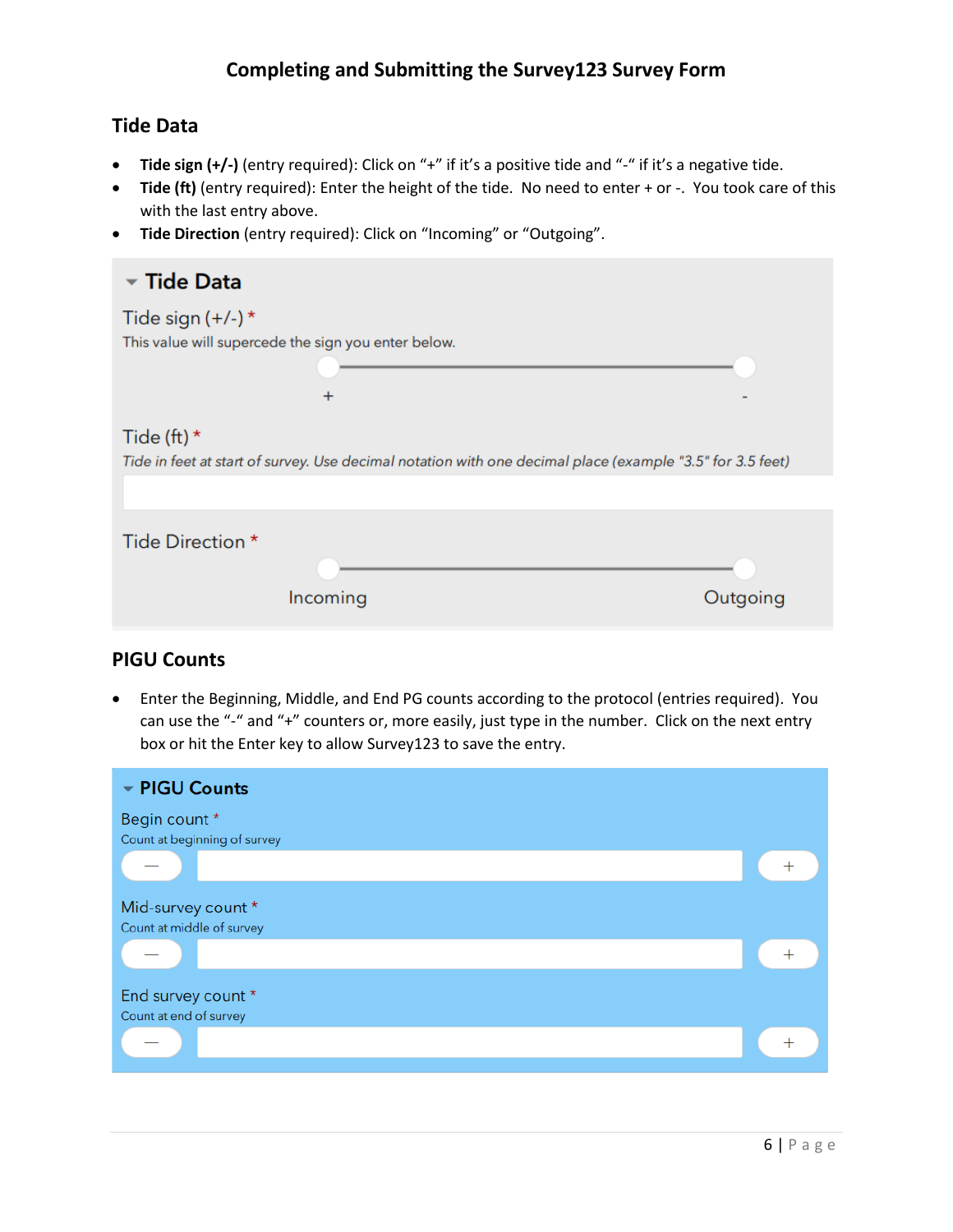## Completing and Submitting the Survey123 Survey Form

### Tide Data

- **Tide sign (+/-)** (entry required): Click on "+" if it's a positive tide and "-" if it's a negative tide.
- **Tide (ft)** (entry required): Enter the height of the tide. No need to enter + or -. You took care of this with the last entry above.
- **Tide Direction** (entry required): Click on "Incoming" or "Outgoing".

Tide Data

Tide sign (+/-) *

This value will supercede the sign you enter below.

\+

\-

Tide (ft) *

*Tide in feet at start of survey. Use decimal notation with one decimal place (example "3.5" for 3.5 feet)*

Tide Direction *

Incoming

Outgoing

### PIGU Counts

- Enter the Beginning, Middle, and End PG counts according to the protocol (entries required). You can use the "-" and "+" counters or, more easily, just type in the number. Click on the next entry box or hit the Enter key to allow Survey123 to save the entry.

PIGU Counts

Begin count *

Count at beginning of survey

Mid-survey count *

Count at middle of survey

End survey count *

Count at end of survey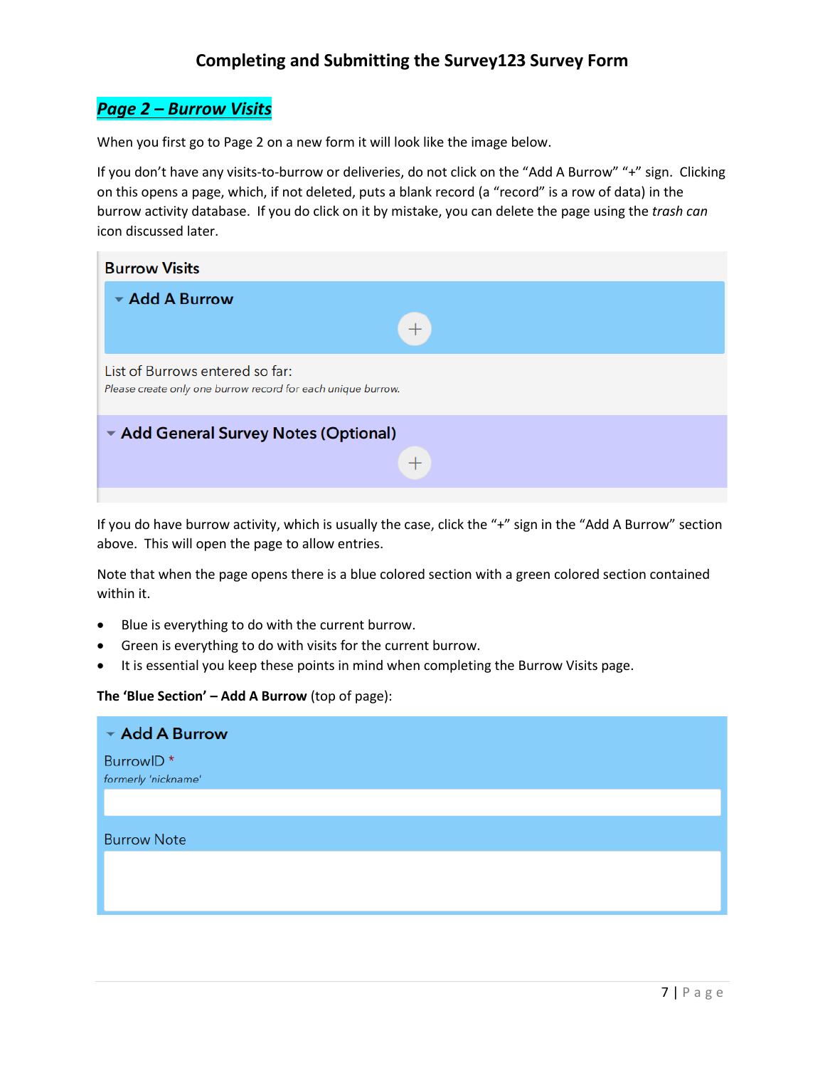## Completing and Submitting the Survey123 Survey Form

### *Page 2 – Burrow Visits*

When you first go to Page 2 on a new form it will look like the image below.

If you don't have any visits-to-burrow or deliveries, do not click on the "Add A Burrow" "+" sign. Clicking on this opens a page, which, if not deleted, puts a blank record (a "record" is a row of data) in the burrow activity database. If you do click on it by mistake, you can delete the page using the *trash can* icon discussed later.

Burrow Visits

Add A Burrow

+

List of Burrows entered so far:

*Please create only one burrow record for each unique burrow.*

Add General Survey Notes (Optional)

+

If you do have burrow activity, which is usually the case, click the "+" sign in the "Add A Burrow" section above. This will open the page to allow entries.

Note that when the page opens there is a blue colored section with a green colored section contained within it.

- Blue is everything to do with the current burrow.
- Green is everything to do with visits for the current burrow.
- It is essential you keep these points in mind when completing the Burrow Visits page.

**The 'Blue Section' – Add A Burrow** (top of page):

Add A Burrow

BurrowID *

*formerly 'nickname'*

Burrow Note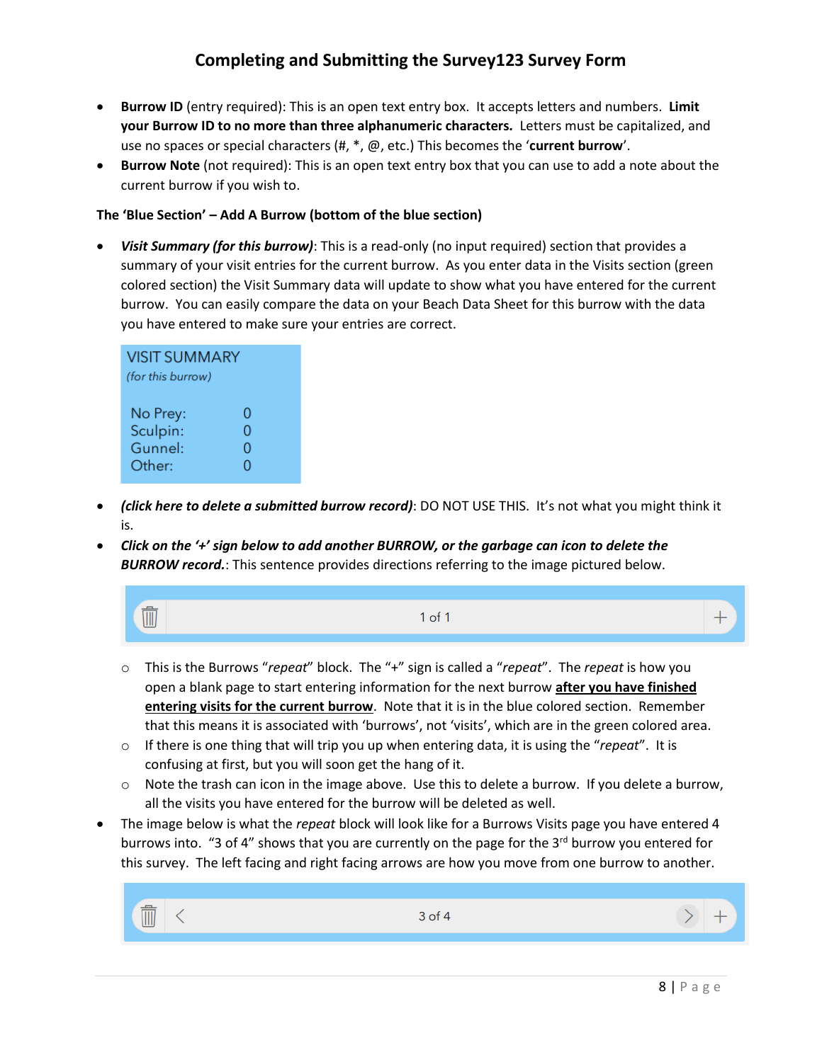# Completing and Submitting the Survey123 Survey Form

- **Burrow ID** (entry required): This is an open text entry box. It accepts letters and numbers. **Limit your Burrow ID to no more than three alphanumeric characters.** Letters must be capitalized, and use no spaces or special characters (#, *, @, etc.) This becomes the '**current burrow**'.
- **Burrow Note** (not required): This is an open text entry box that you can use to add a note about the current burrow if you wish to.

**The 'Blue Section' – Add A Burrow (bottom of the blue section)**

- ***Visit Summary (for this burrow)***: This is a read-only (no input required) section that provides a summary of your visit entries for the current burrow. As you enter data in the Visits section (green colored section) the Visit Summary data will update to show what you have entered for the current burrow. You can easily compare the data on your Beach Data Sheet for this burrow with the data you have entered to make sure your entries are correct.

VISIT SUMMARY
*(for this burrow)*

| | |
|---|---|
| No Prey: | 0 |
| Sculpin: | 0 |
| Gunnel: | 0 |
| Other: | 0 |

- ***(click here to delete a submitted burrow record)***: DO NOT USE THIS. It's not what you might think it is.
- ***Click on the '+' sign below to add another BURROW, or the garbage can icon to delete the BURROW record.***: This sentence provides directions referring to the image pictured below.

1 of 1

  - This is the Burrows "*repeat*" block. The "+" sign is called a "*repeat*". The *repeat* is how you open a blank page to start entering information for the next burrow **<u>after you have finished entering visits for the current burrow</u>**. Note that it is in the blue colored section. Remember that this means it is associated with 'burrows', not 'visits', which are in the green colored area.
  - If there is one thing that will trip you up when entering data, it is using the "*repeat*". It is confusing at first, but you will soon get the hang of it.
  - Note the trash can icon in the image above. Use this to delete a burrow. If you delete a burrow, all the visits you have entered for the burrow will be deleted as well.
- The image below is what the *repeat* block will look like for a Burrows Visits page you have entered 4 burrows into. "3 of 4" shows that you are currently on the page for the 3rd burrow you entered for this survey. The left facing and right facing arrows are how you move from one burrow to another.

3 of 4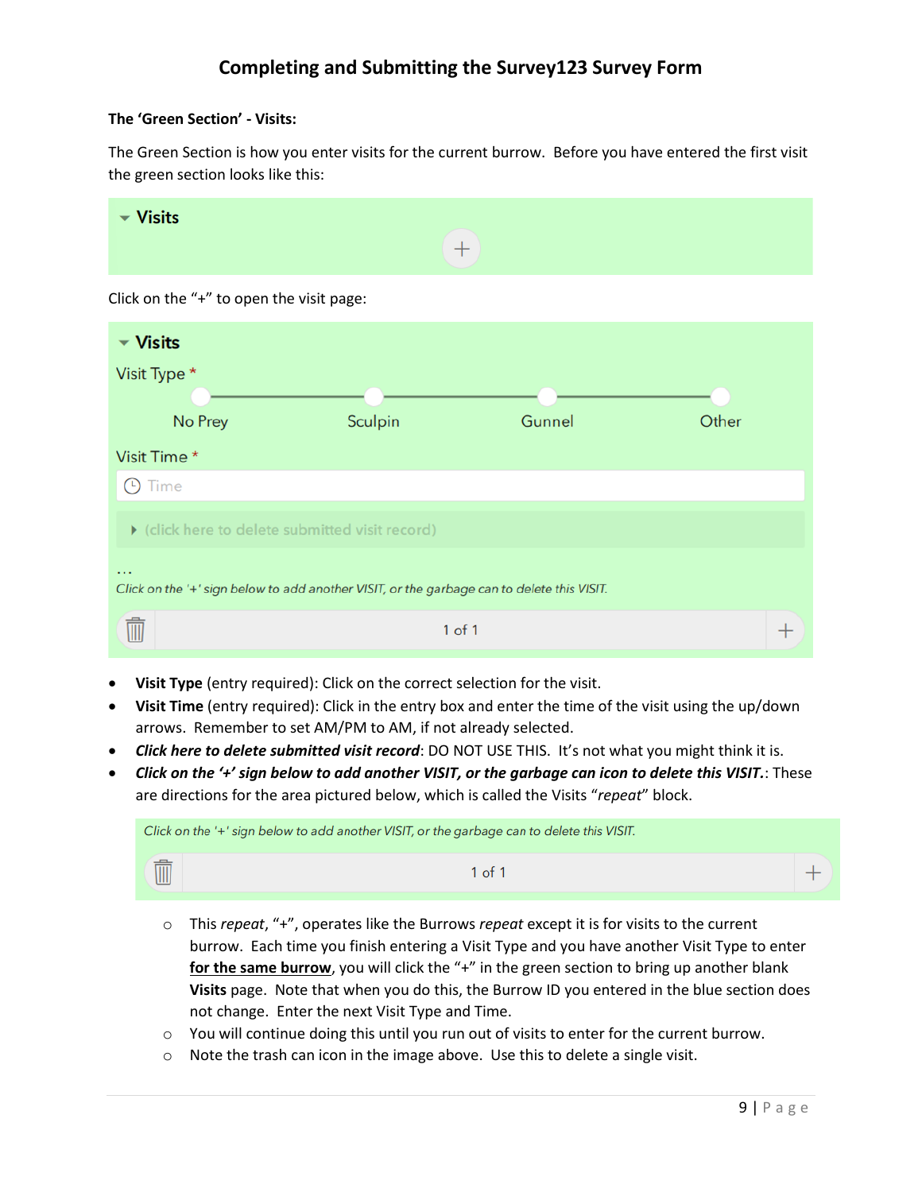# Completing and Submitting the Survey123 Survey Form

**The 'Green Section' - Visits:**

The Green Section is how you enter visits for the current burrow. Before you have entered the first visit the green section looks like this:

Visits

+

Click on the "+" to open the visit page:

Visits

Visit Type *

No Prey Sculpin Gunnel Other

Visit Time *

Time

(click here to delete submitted visit record)

...

*Click on the '+' sign below to add another VISIT, or the garbage can to delete this VISIT.*

1 of 1

- **Visit Type** (entry required): Click on the correct selection for the visit.
- **Visit Time** (entry required): Click in the entry box and enter the time of the visit using the up/down arrows. Remember to set AM/PM to AM, if not already selected.
- ***Click here to delete submitted visit record***: DO NOT USE THIS. It's not what you might think it is.
- ***Click on the '+' sign below to add another VISIT, or the garbage can icon to delete this VISIT.***: These are directions for the area pictured below, which is called the Visits "*repeat*" block.

*Click on the '+' sign below to add another VISIT, or the garbage can to delete this VISIT.*

1 of 1

  - This *repeat*, "+", operates like the Burrows *repeat* except it is for visits to the current burrow. Each time you finish entering a Visit Type and you have another Visit Type to enter **for the same burrow**, you will click the "+" in the green section to bring up another blank **Visits** page. Note that when you do this, the Burrow ID you entered in the blue section does not change. Enter the next Visit Type and Time.
  - You will continue doing this until you run out of visits to enter for the current burrow.
  - Note the trash can icon in the image above. Use this to delete a single visit.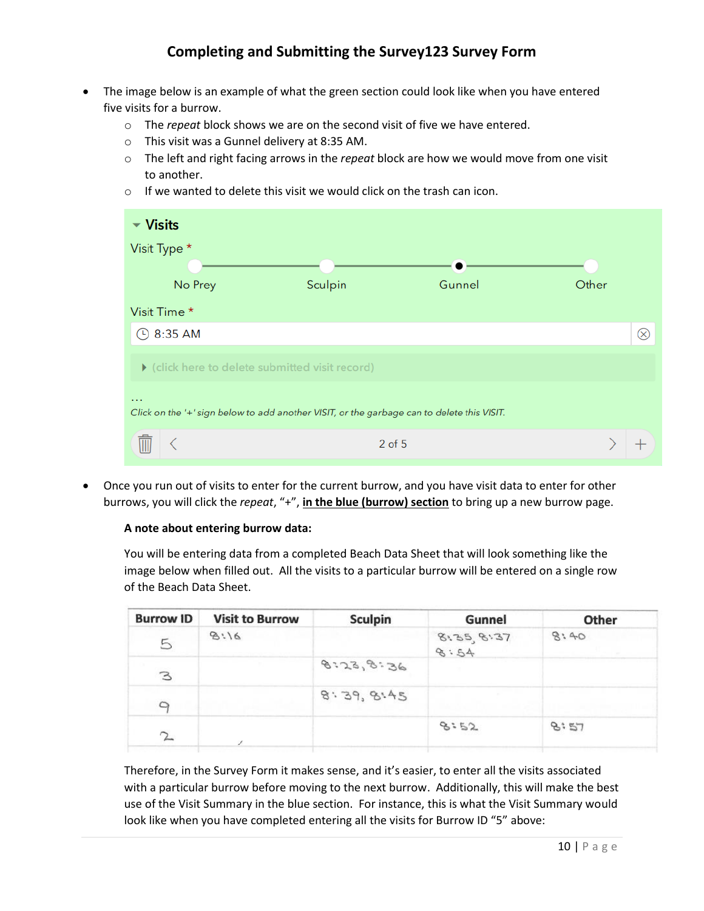## Completing and Submitting the Survey123 Survey Form

- The image below is an example of what the green section could look like when you have entered five visits for a burrow.
  - The *repeat* block shows we are on the second visit of five we have entered.
  - This visit was a Gunnel delivery at 8:35 AM.
  - The left and right facing arrows in the *repeat* block are how we would move from one visit to another.
  - If we wanted to delete this visit we would click on the trash can icon.

**Visits**

Visit Type *

No Prey | Sculpin | Gunnel | Other

Visit Time *

8:35 AM

(click here to delete submitted visit record)

...

*Click on the '+' sign below to add another VISIT, or the garbage can to delete this VISIT.*

2 of 5

- Once you run out of visits to enter for the current burrow, and you have visit data to enter for other burrows, you will click the *repeat*, "+", **in the blue (burrow) section** to bring up a new burrow page.

**A note about entering burrow data:**

You will be entering data from a completed Beach Data Sheet that will look something like the image below when filled out. All the visits to a particular burrow will be entered on a single row of the Beach Data Sheet.

| Burrow ID | Visit to Burrow | Sculpin | Gunnel | Other |
|---|---|---|---|---|
| 5 | 8:16 | | 8:35, 8:37 8:54 | 8:40 |
| 3 | | 8:23, 8:36 | | |
| 9 | | 8:39, 8:45 | | |
| 2 | | | 8:52 | 8:57 |

Therefore, in the Survey Form it makes sense, and it's easier, to enter all the visits associated with a particular burrow before moving to the next burrow. Additionally, this will make the best use of the Visit Summary in the blue section. For instance, this is what the Visit Summary would look like when you have completed entering all the visits for Burrow ID "5" above: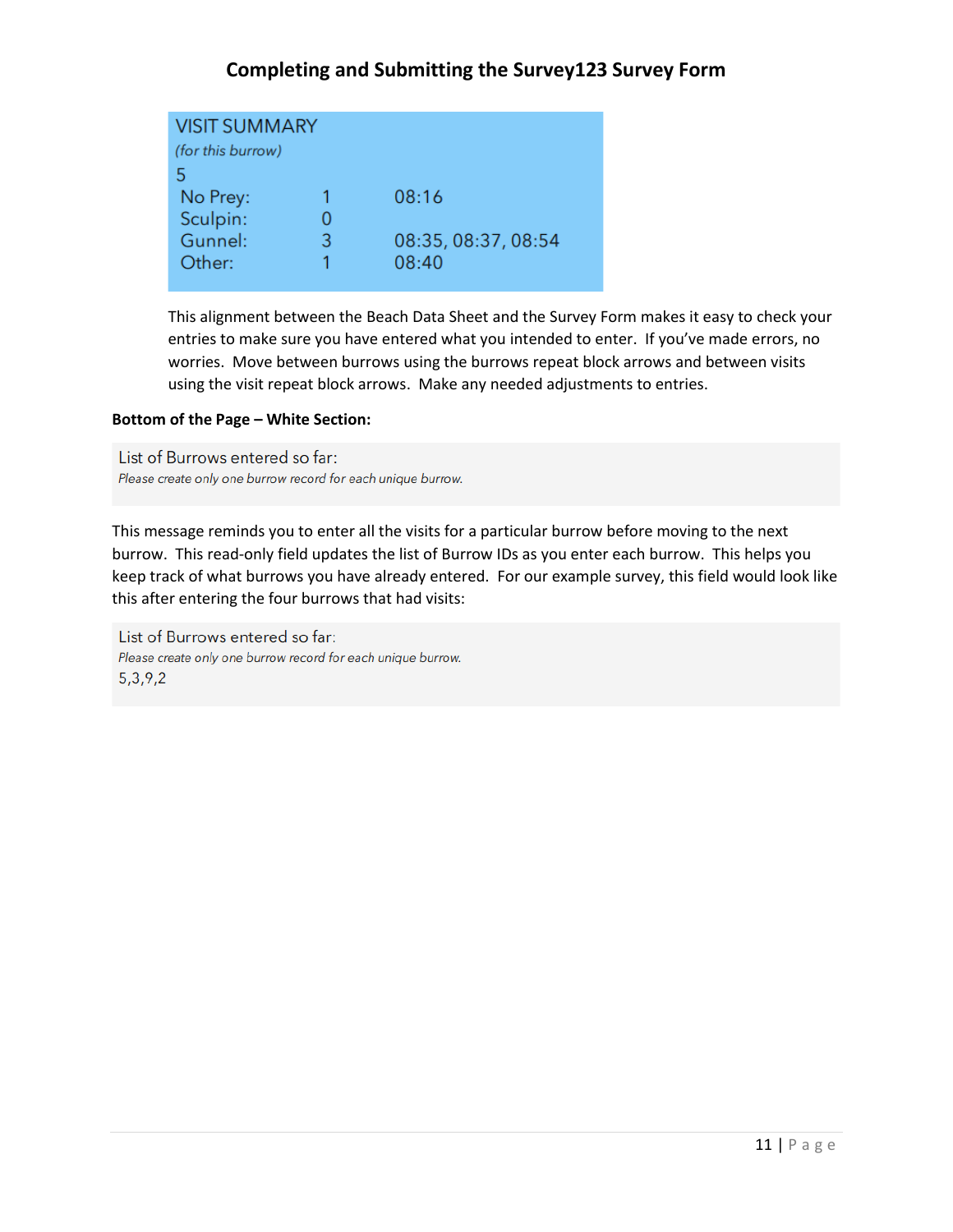## Completing and Submitting the Survey123 Survey Form

VISIT SUMMARY

*(for this burrow)*

5

| | | |
|---|---|---|
| No Prey: | 1 | 08:16 |
| Sculpin: | 0 | |
| Gunnel: | 3 | 08:35, 08:37, 08:54 |
| Other: | 1 | 08:40 |

This alignment between the Beach Data Sheet and the Survey Form makes it easy to check your entries to make sure you have entered what you intended to enter. If you've made errors, no worries. Move between burrows using the burrows repeat block arrows and between visits using the visit repeat block arrows. Make any needed adjustments to entries.

**Bottom of the Page – White Section:**

List of Burrows entered so far:

*Please create only one burrow record for each unique burrow.*

This message reminds you to enter all the visits for a particular burrow before moving to the next burrow. This read-only field updates the list of Burrow IDs as you enter each burrow. This helps you keep track of what burrows you have already entered. For our example survey, this field would look like this after entering the four burrows that had visits:

List of Burrows entered so far:

*Please create only one burrow record for each unique burrow.*

5,3,9,2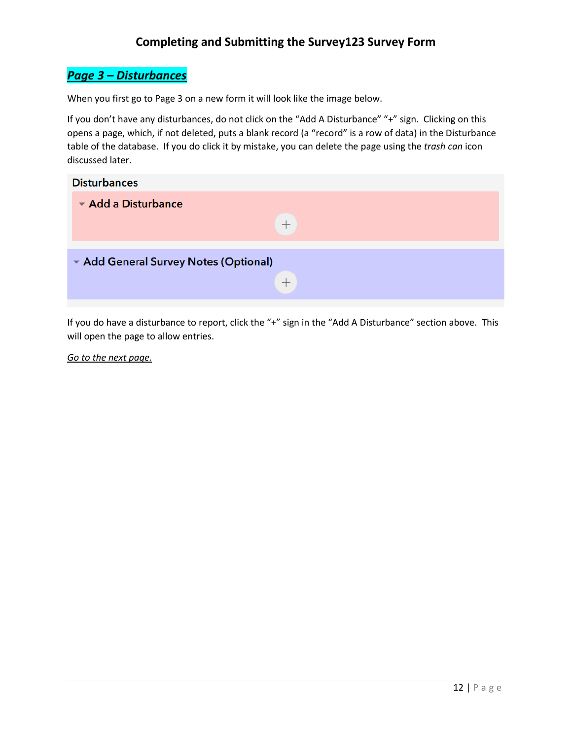## ***Page 3 – Disturbances***

When you first go to Page 3 on a new form it will look like the image below.

If you don't have any disturbances, do not click on the "Add A Disturbance" "+" sign. Clicking on this opens a page, which, if not deleted, puts a blank record (a "record" is a row of data) in the Disturbance table of the database. If you do click it by mistake, you can delete the page using the *trash can* icon discussed later.

Disturbances

Add a Disturbance

+

Add General Survey Notes (Optional)

+

If you do have a disturbance to report, click the "+" sign in the "Add A Disturbance" section above. This will open the page to allow entries.

*Go to the next page.*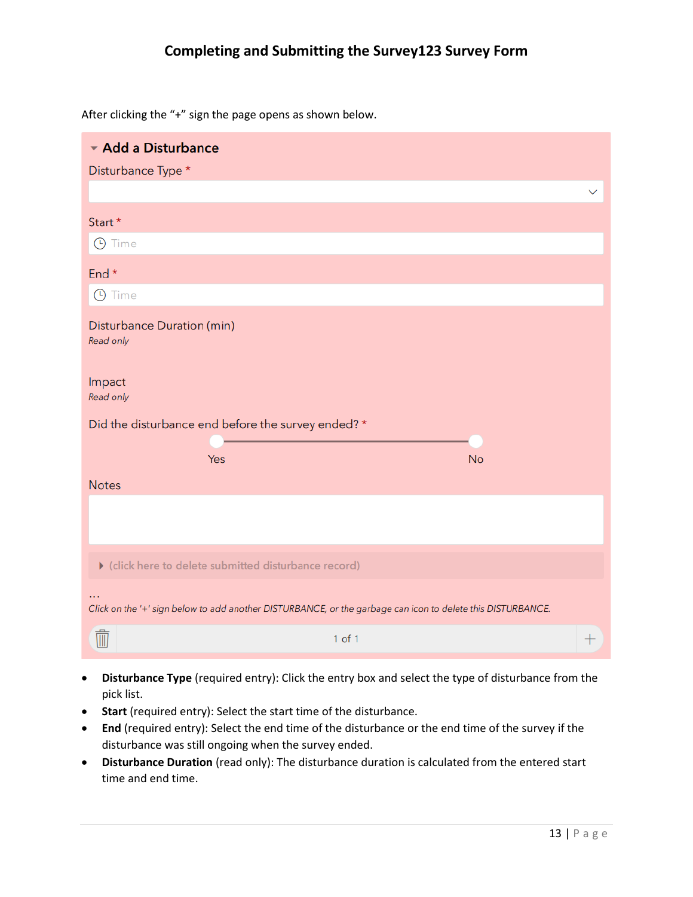## Completing and Submitting the Survey123 Survey Form

After clicking the "+" sign the page opens as shown below.

**Add a Disturbance**

Disturbance Type *

Start *

Time

End *

Time

Disturbance Duration (min)

*Read only*

Impact

*Read only*

Did the disturbance end before the survey ended? *

Yes No

Notes

(click here to delete submitted disturbance record)

...

*Click on the '+' sign below to add another DISTURBANCE, or the garbage can icon to delete this DISTURBANCE.*

1 of 1

- **Disturbance Type** (required entry): Click the entry box and select the type of disturbance from the pick list.
- **Start** (required entry): Select the start time of the disturbance.
- **End** (required entry): Select the end time of the disturbance or the end time of the survey if the disturbance was still ongoing when the survey ended.
- **Disturbance Duration** (read only): The disturbance duration is calculated from the entered start time and end time.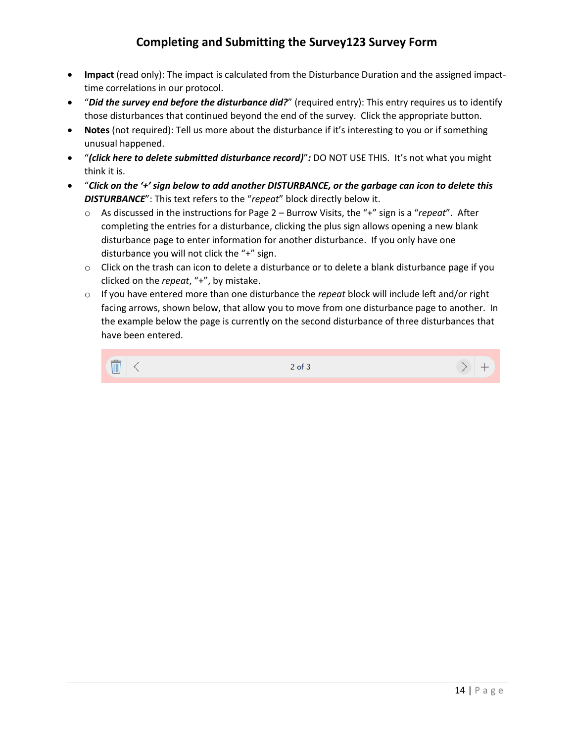# Completing and Submitting the Survey123 Survey Form

- **Impact** (read only): The impact is calculated from the Disturbance Duration and the assigned impact-time correlations in our protocol.
- "***Did the survey end before the disturbance did?***" (required entry): This entry requires us to identify those disturbances that continued beyond the end of the survey. Click the appropriate button.
- **Notes** (not required): Tell us more about the disturbance if it's interesting to you or if something unusual happened.
- "***(click here to delete submitted disturbance record)***"***:*** DO NOT USE THIS. It's not what you might think it is.
- "***Click on the '+' sign below to add another DISTURBANCE, or the garbage can icon to delete this DISTURBANCE***": This text refers to the "*repeat*" block directly below it.
  - As discussed in the instructions for Page 2 – Burrow Visits, the "+" sign is a "*repeat*". After completing the entries for a disturbance, clicking the plus sign allows opening a new blank disturbance page to enter information for another disturbance. If you only have one disturbance you will not click the "+" sign.
  - Click on the trash can icon to delete a disturbance or to delete a blank disturbance page if you clicked on the *repeat*, "+", by mistake.
  - If you have entered more than one disturbance the *repeat* block will include left and/or right facing arrows, shown below, that allow you to move from one disturbance page to another. In the example below the page is currently on the second disturbance of three disturbances that have been entered.

2 of 3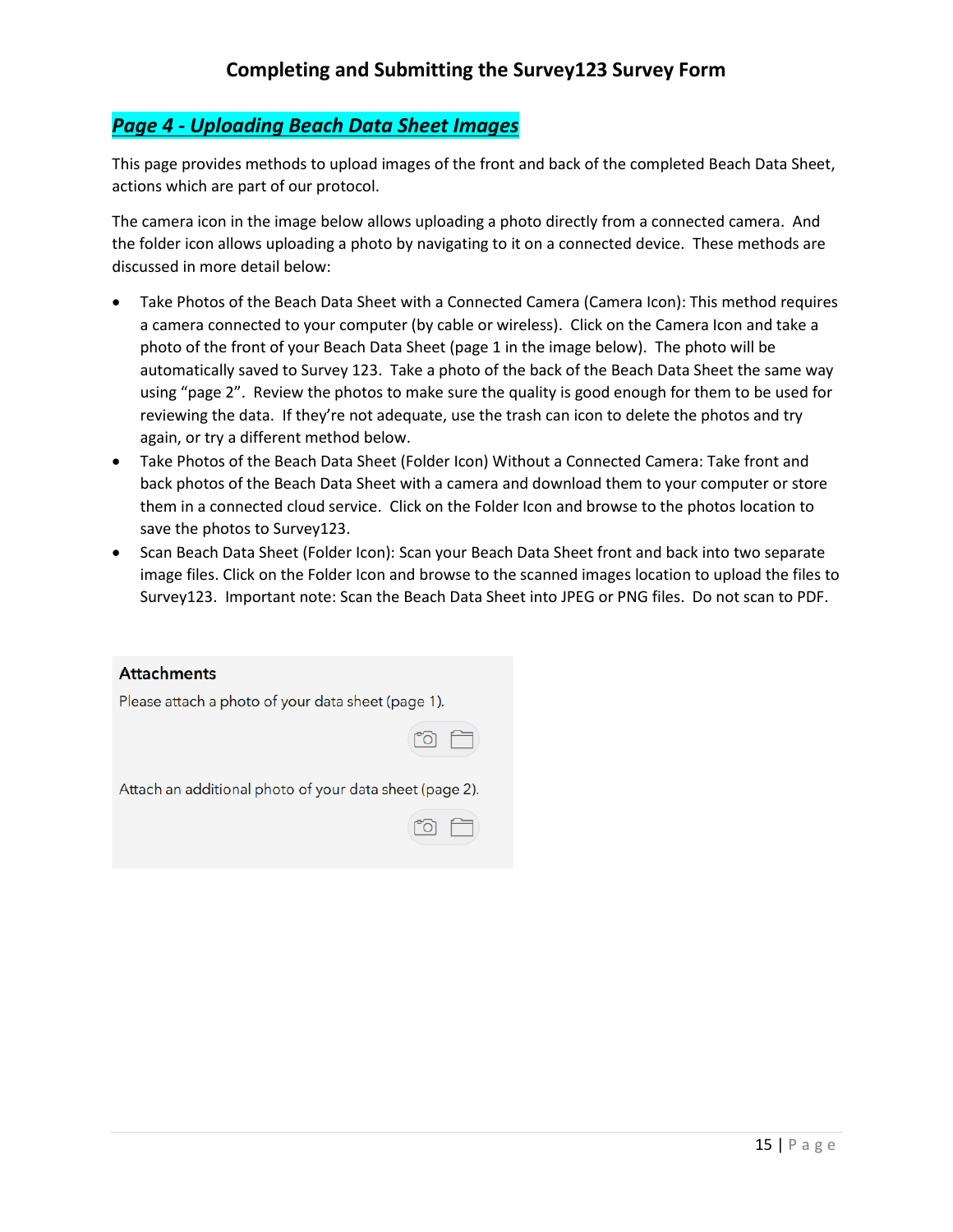## Completing and Submitting the Survey123 Survey Form

### ***Page 4 - Uploading Beach Data Sheet Images***

This page provides methods to upload images of the front and back of the completed Beach Data Sheet, actions which are part of our protocol.

The camera icon in the image below allows uploading a photo directly from a connected camera. And the folder icon allows uploading a photo by navigating to it on a connected device. These methods are discussed in more detail below:

- Take Photos of the Beach Data Sheet with a Connected Camera (Camera Icon): This method requires a camera connected to your computer (by cable or wireless). Click on the Camera Icon and take a photo of the front of your Beach Data Sheet (page 1 in the image below). The photo will be automatically saved to Survey 123. Take a photo of the back of the Beach Data Sheet the same way using "page 2". Review the photos to make sure the quality is good enough for them to be used for reviewing the data. If they're not adequate, use the trash can icon to delete the photos and try again, or try a different method below.
- Take Photos of the Beach Data Sheet (Folder Icon) Without a Connected Camera: Take front and back photos of the Beach Data Sheet with a camera and download them to your computer or store them in a connected cloud service. Click on the Folder Icon and browse to the photos location to save the photos to Survey123.
- Scan Beach Data Sheet (Folder Icon): Scan your Beach Data Sheet front and back into two separate image files. Click on the Folder Icon and browse to the scanned images location to upload the files to Survey123. Important note: Scan the Beach Data Sheet into JPEG or PNG files. Do not scan to PDF.

**Attachments**

Please attach a photo of your data sheet (page 1).

Attach an additional photo of your data sheet (page 2).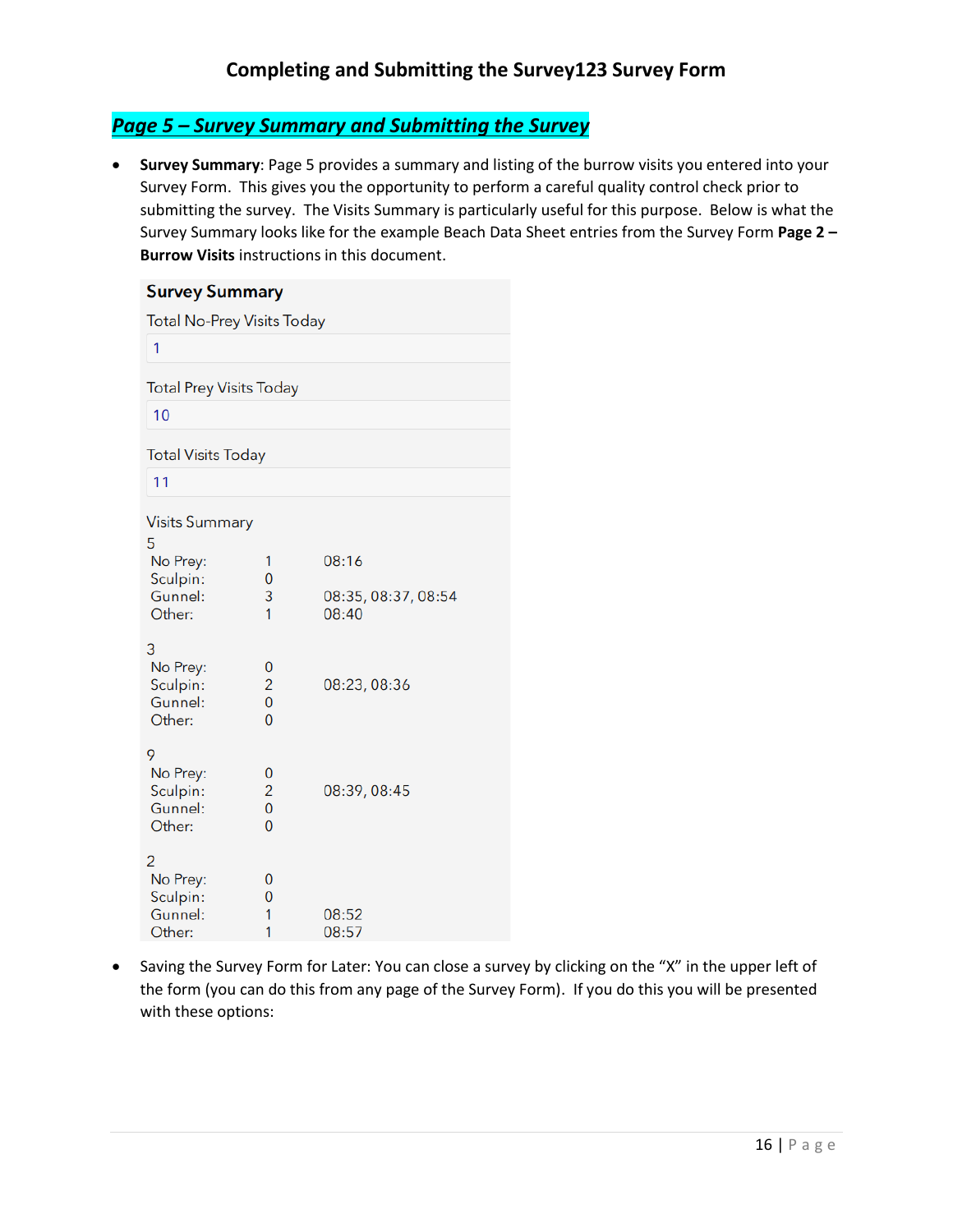## Page 5 – Survey Summary and Submitting the Survey

- **Survey Summary**: Page 5 provides a summary and listing of the burrow visits you entered into your Survey Form. This gives you the opportunity to perform a careful quality control check prior to submitting the survey. The Visits Summary is particularly useful for this purpose. Below is what the Survey Summary looks like for the example Beach Data Sheet entries from the Survey Form **Page 2 – Burrow Visits** instructions in this document.

**Survey Summary**

Total No-Prey Visits Today

1

Total Prey Visits Today

10

Total Visits Today

11

Visits Summary

5

| | | |
|---|---|---|
| No Prey: | 1 | 08:16 |
| Sculpin: | 0 | |
| Gunnel: | 3 | 08:35, 08:37, 08:54 |
| Other: | 1 | 08:40 |

3

| | | |
|---|---|---|
| No Prey: | 0 | |
| Sculpin: | 2 | 08:23, 08:36 |
| Gunnel: | 0 | |
| Other: | 0 | |

9

| | | |
|---|---|---|
| No Prey: | 0 | |
| Sculpin: | 2 | 08:39, 08:45 |
| Gunnel: | 0 | |
| Other: | 0 | |

2

| | | |
|---|---|---|
| No Prey: | 0 | |
| Sculpin: | 0 | |
| Gunnel: | 1 | 08:52 |
| Other: | 1 | 08:57 |

- Saving the Survey Form for Later: You can close a survey by clicking on the "X" in the upper left of the form (you can do this from any page of the Survey Form). If you do this you will be presented with these options: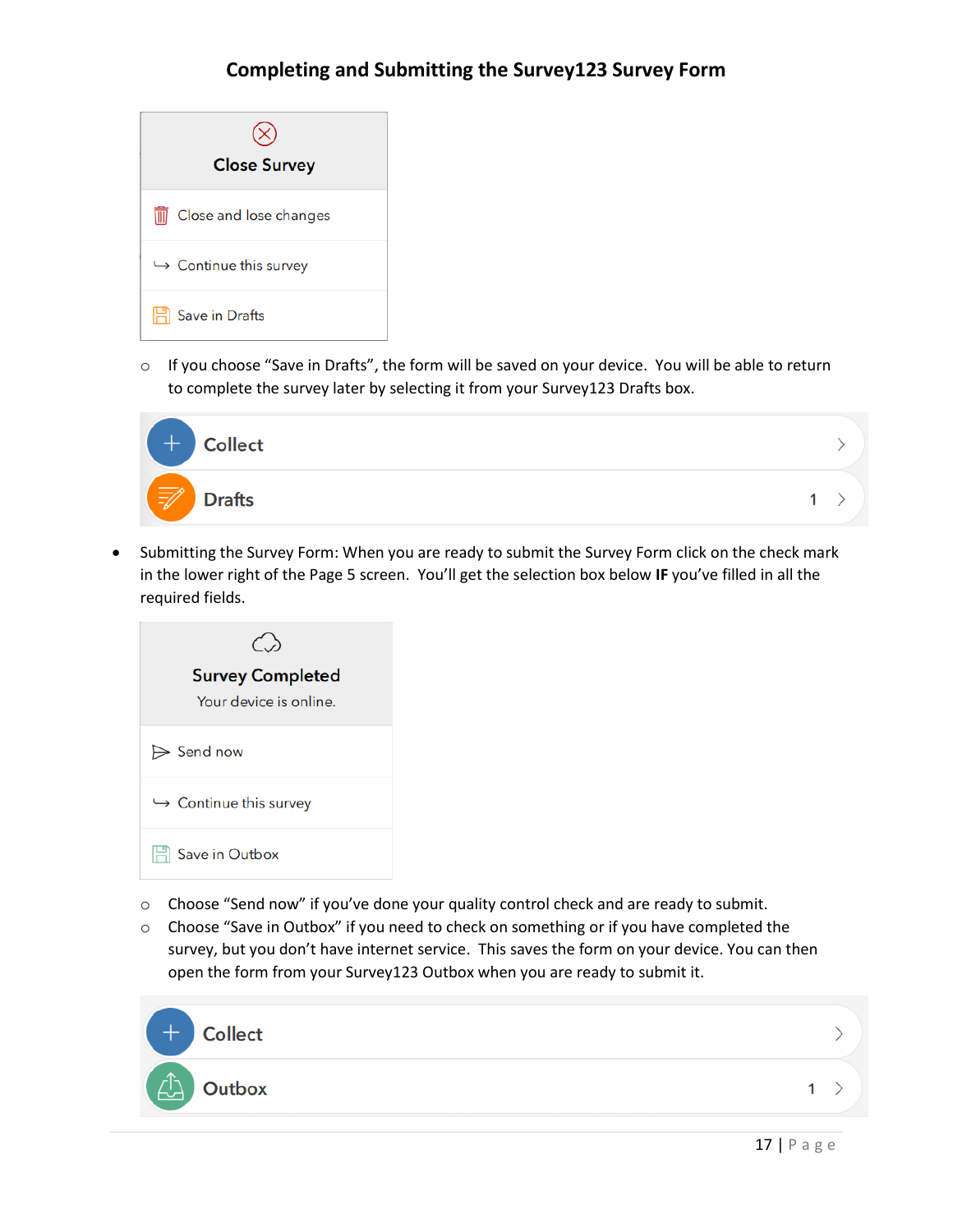# Completing and Submitting the Survey123 Survey Form

**Close Survey**

- Close and lose changes
- Continue this survey
- Save in Drafts

  - If you choose "Save in Drafts", the form will be saved on your device. You will be able to return to complete the survey later by selecting it from your Survey123 Drafts box.

Collect

Drafts 1

- Submitting the Survey Form: When you are ready to submit the Survey Form click on the check mark in the lower right of the Page 5 screen. You'll get the selection box below **IF** you've filled in all the required fields.

**Survey Completed**

Your device is online.

- Send now
- Continue this survey
- Save in Outbox

  - Choose "Send now" if you've done your quality control check and are ready to submit.
  - Choose "Save in Outbox" if you need to check on something or if you have completed the survey, but you don't have internet service. This saves the form on your device. You can then open the form from your Survey123 Outbox when you are ready to submit it.

Collect

Outbox 1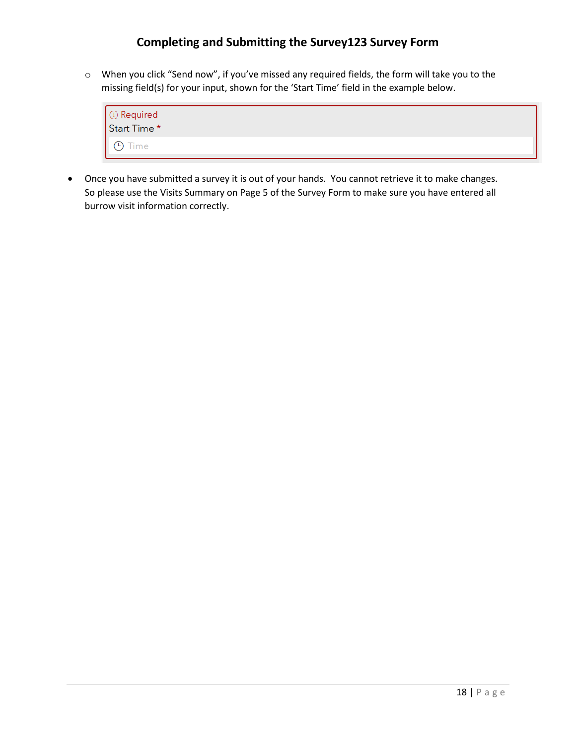## Completing and Submitting the Survey123 Survey Form

- When you click "Send now", if you've missed any required fields, the form will take you to the missing field(s) for your input, shown for the 'Start Time' field in the example below.

ⓘ Required
Start Time *
Time

- Once you have submitted a survey it is out of your hands. You cannot retrieve it to make changes. So please use the Visits Summary on Page 5 of the Survey Form to make sure you have entered all burrow visit information correctly.